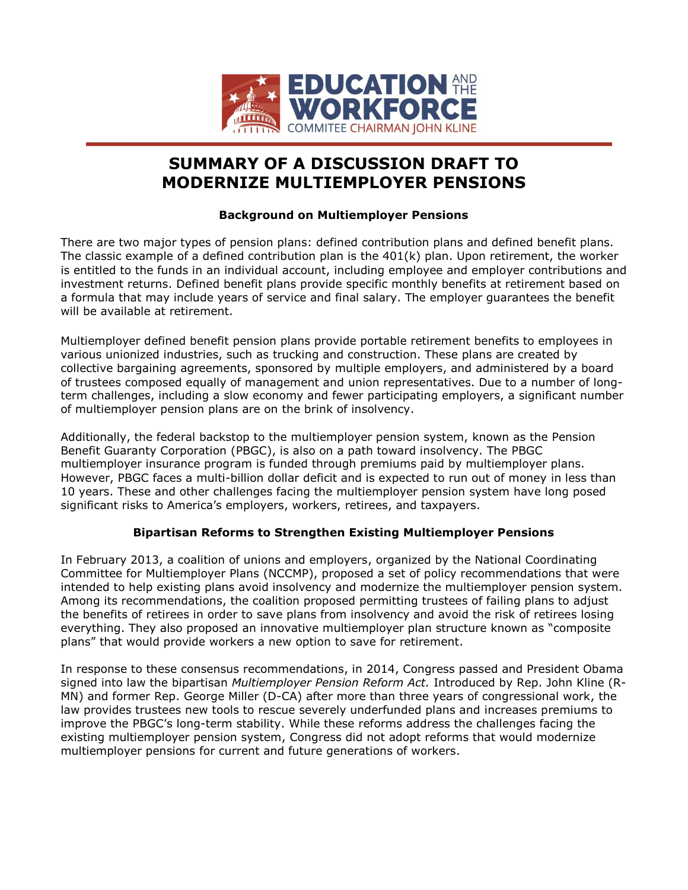EDUCATION AND THE WORKFORCE
COMMITEE CHAIRMAN JOHN KLINE

# SUMMARY OF A DISCUSSION DRAFT TO MODERNIZE MULTIEMPLOYER PENSIONS

### Background on Multiemployer Pensions

There are two major types of pension plans: defined contribution plans and defined benefit plans. The classic example of a defined contribution plan is the 401(k) plan. Upon retirement, the worker is entitled to the funds in an individual account, including employee and employer contributions and investment returns. Defined benefit plans provide specific monthly benefits at retirement based on a formula that may include years of service and final salary. The employer guarantees the benefit will be available at retirement.

Multiemployer defined benefit pension plans provide portable retirement benefits to employees in various unionized industries, such as trucking and construction. These plans are created by collective bargaining agreements, sponsored by multiple employers, and administered by a board of trustees composed equally of management and union representatives. Due to a number of long-term challenges, including a slow economy and fewer participating employers, a significant number of multiemployer pension plans are on the brink of insolvency.

Additionally, the federal backstop to the multiemployer pension system, known as the Pension Benefit Guaranty Corporation (PBGC), is also on a path toward insolvency. The PBGC multiemployer insurance program is funded through premiums paid by multiemployer plans. However, PBGC faces a multi-billion dollar deficit and is expected to run out of money in less than 10 years. These and other challenges facing the multiemployer pension system have long posed significant risks to America's employers, workers, retirees, and taxpayers.

### Bipartisan Reforms to Strengthen Existing Multiemployer Pensions

In February 2013, a coalition of unions and employers, organized by the National Coordinating Committee for Multiemployer Plans (NCCMP), proposed a set of policy recommendations that were intended to help existing plans avoid insolvency and modernize the multiemployer pension system. Among its recommendations, the coalition proposed permitting trustees of failing plans to adjust the benefits of retirees in order to save plans from insolvency and avoid the risk of retirees losing everything. They also proposed an innovative multiemployer plan structure known as "composite plans" that would provide workers a new option to save for retirement.

In response to these consensus recommendations, in 2014, Congress passed and President Obama signed into law the bipartisan *Multiemployer Pension Reform Act.* Introduced by Rep. John Kline (R-MN) and former Rep. George Miller (D-CA) after more than three years of congressional work, the law provides trustees new tools to rescue severely underfunded plans and increases premiums to improve the PBGC's long-term stability. While these reforms address the challenges facing the existing multiemployer pension system, Congress did not adopt reforms that would modernize multiemployer pensions for current and future generations of workers.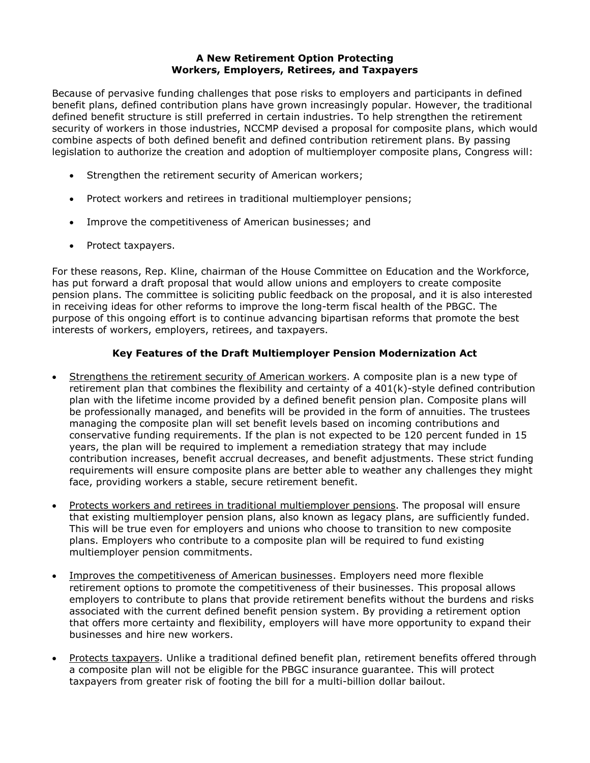**A New Retirement Option Protecting Workers, Employers, Retirees, and Taxpayers**

Because of pervasive funding challenges that pose risks to employers and participants in defined benefit plans, defined contribution plans have grown increasingly popular. However, the traditional defined benefit structure is still preferred in certain industries. To help strengthen the retirement security of workers in those industries, NCCMP devised a proposal for composite plans, which would combine aspects of both defined benefit and defined contribution retirement plans. By passing legislation to authorize the creation and adoption of multiemployer composite plans, Congress will:

- Strengthen the retirement security of American workers;
- Protect workers and retirees in traditional multiemployer pensions;
- Improve the competitiveness of American businesses; and
- Protect taxpayers.

For these reasons, Rep. Kline, chairman of the House Committee on Education and the Workforce, has put forward a draft proposal that would allow unions and employers to create composite pension plans. The committee is soliciting public feedback on the proposal, and it is also interested in receiving ideas for other reforms to improve the long-term fiscal health of the PBGC. The purpose of this ongoing effort is to continue advancing bipartisan reforms that promote the best interests of workers, employers, retirees, and taxpayers.

**Key Features of the Draft Multiemployer Pension Modernization Act**

- Strengthens the retirement security of American workers. A composite plan is a new type of retirement plan that combines the flexibility and certainty of a 401(k)-style defined contribution plan with the lifetime income provided by a defined benefit pension plan. Composite plans will be professionally managed, and benefits will be provided in the form of annuities. The trustees managing the composite plan will set benefit levels based on incoming contributions and conservative funding requirements. If the plan is not expected to be 120 percent funded in 15 years, the plan will be required to implement a remediation strategy that may include contribution increases, benefit accrual decreases, and benefit adjustments. These strict funding requirements will ensure composite plans are better able to weather any challenges they might face, providing workers a stable, secure retirement benefit.

- Protects workers and retirees in traditional multiemployer pensions. The proposal will ensure that existing multiemployer pension plans, also known as legacy plans, are sufficiently funded. This will be true even for employers and unions who choose to transition to new composite plans. Employers who contribute to a composite plan will be required to fund existing multiemployer pension commitments.

- Improves the competitiveness of American businesses. Employers need more flexible retirement options to promote the competitiveness of their businesses. This proposal allows employers to contribute to plans that provide retirement benefits without the burdens and risks associated with the current defined benefit pension system. By providing a retirement option that offers more certainty and flexibility, employers will have more opportunity to expand their businesses and hire new workers.

- Protects taxpayers. Unlike a traditional defined benefit plan, retirement benefits offered through a composite plan will not be eligible for the PBGC insurance guarantee. This will protect taxpayers from greater risk of footing the bill for a multi-billion dollar bailout.